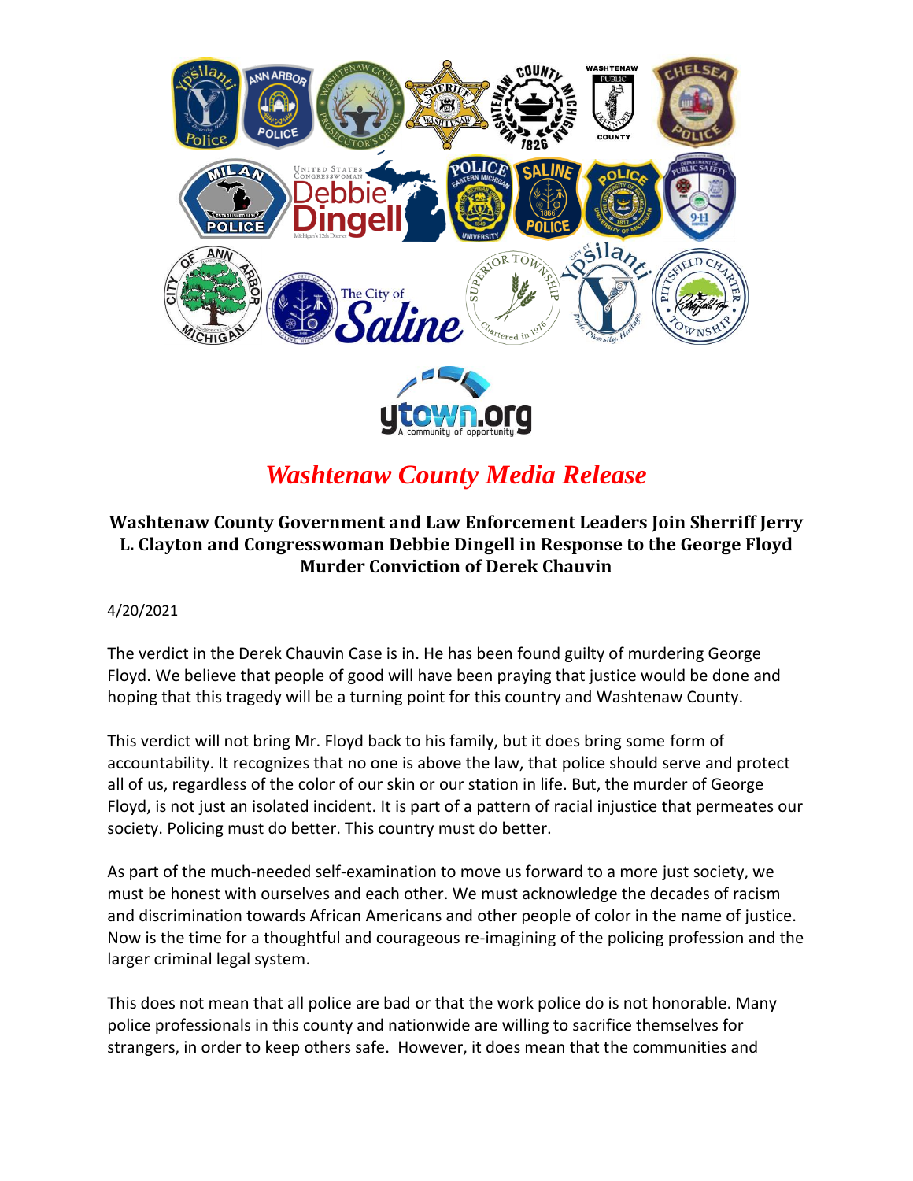# *Washtenaw County Media Release*

### Washtenaw County Government and Law Enforcement Leaders Join Sherriff Jerry L. Clayton and Congresswoman Debbie Dingell in Response to the George Floyd Murder Conviction of Derek Chauvin

4/20/2021

The verdict in the Derek Chauvin Case is in. He has been found guilty of murdering George Floyd. We believe that people of good will have been praying that justice would be done and hoping that this tragedy will be a turning point for this country and Washtenaw County.

This verdict will not bring Mr. Floyd back to his family, but it does bring some form of accountability. It recognizes that no one is above the law, that police should serve and protect all of us, regardless of the color of our skin or our station in life. But, the murder of George Floyd, is not just an isolated incident. It is part of a pattern of racial injustice that permeates our society. Policing must do better. This country must do better.

As part of the much-needed self-examination to move us forward to a more just society, we must be honest with ourselves and each other. We must acknowledge the decades of racism and discrimination towards African Americans and other people of color in the name of justice. Now is the time for a thoughtful and courageous re-imagining of the policing profession and the larger criminal legal system.

This does not mean that all police are bad or that the work police do is not honorable. Many police professionals in this county and nationwide are willing to sacrifice themselves for strangers, in order to keep others safe. However, it does mean that the communities and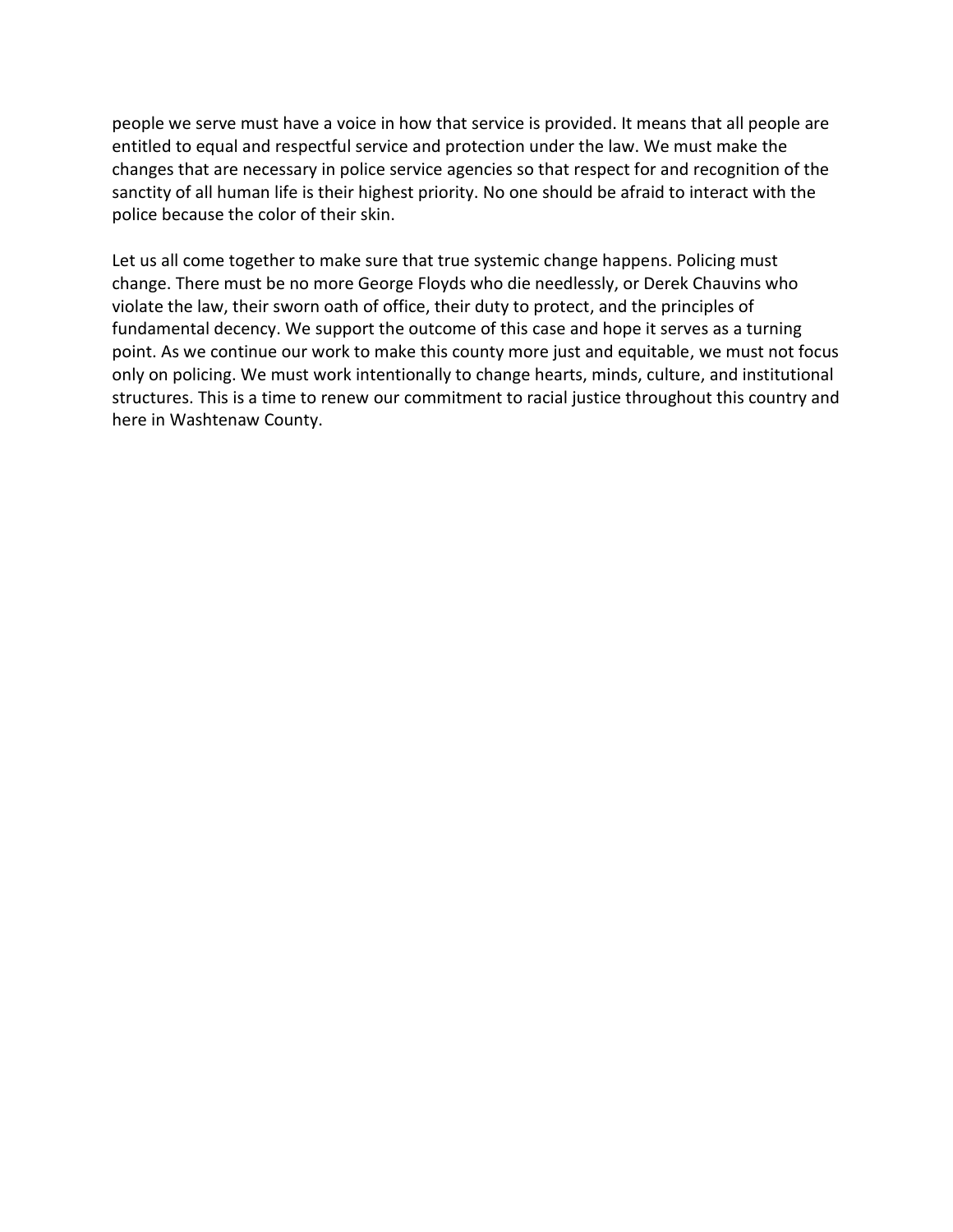people we serve must have a voice in how that service is provided. It means that all people are entitled to equal and respectful service and protection under the law. We must make the changes that are necessary in police service agencies so that respect for and recognition of the sanctity of all human life is their highest priority. No one should be afraid to interact with the police because the color of their skin.

Let us all come together to make sure that true systemic change happens. Policing must change. There must be no more George Floyds who die needlessly, or Derek Chauvins who violate the law, their sworn oath of office, their duty to protect, and the principles of fundamental decency. We support the outcome of this case and hope it serves as a turning point. As we continue our work to make this county more just and equitable, we must not focus only on policing. We must work intentionally to change hearts, minds, culture, and institutional structures. This is a time to renew our commitment to racial justice throughout this country and here in Washtenaw County.